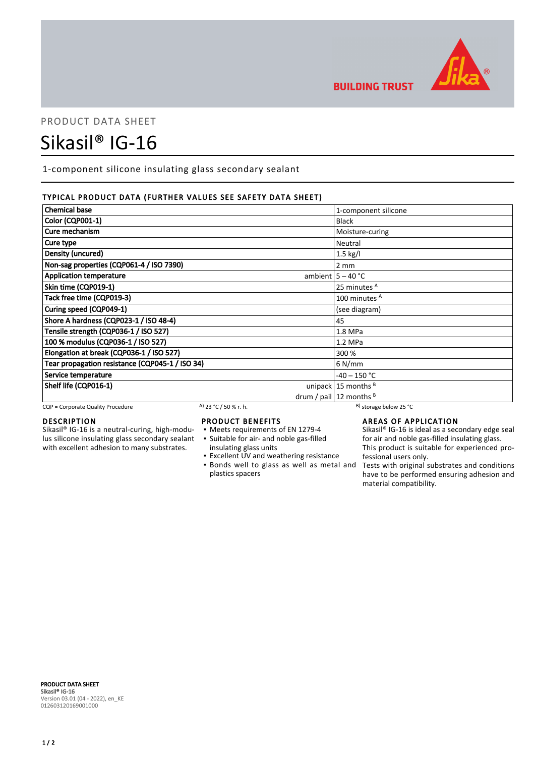PRODUCT DATA SHEET

# Sikasil® IG-16

1-component silicone insulating glass secondary sealant

## TYPICAL PRODUCT DATA (FURTHER VALUES SEE SAFETY DATA SHEET)

| | | |
|---|---|---|
| **Chemical base** | | 1-component silicone |
| **Color (CQP001-1)** | | Black |
| **Cure mechanism** | | Moisture-curing |
| **Cure type** | | Neutral |
| **Density (uncured)** | | 1.5 kg/l |
| **Non-sag properties (CQP061-4 / ISO 7390)** | | 2 mm |
| **Application temperature** | ambient | 5 – 40 °C |
| **Skin time (CQP019-1)** | | 25 minutes [A] |
| **Tack free time (CQP019-3)** | | 100 minutes [A] |
| **Curing speed (CQP049-1)** | | (see diagram) |
| **Shore A hardness (CQP023-1 / ISO 48-4)** | | 45 |
| **Tensile strength (CQP036-1 / ISO 527)** | | 1.8 MPa |
| **100 % modulus (CQP036-1 / ISO 527)** | | 1.2 MPa |
| **Elongation at break (CQP036-1 / ISO 527)** | | 300 % |
| **Tear propagation resistance (CQP045-1 / ISO 34)** | | 6 N/mm |
| **Service temperature** | | -40 – 150 °C |
| **Shelf life (CQP016-1)** | unipack | 15 months [B] |
| | drum / pail | 12 months [B] |

CQP = Corporate Quality Procedure    A) 23 °C / 50 % r. h.    B) storage below 25 °C

## DESCRIPTION

Sikasil® IG-16 is a neutral-curing, high-modulus silicone insulating glass secondary sealant with excellent adhesion to many substrates.

## PRODUCT BENEFITS

- Meets requirements of EN 1279-4
- Suitable for air- and noble gas-filled insulating glass units
- Excellent UV and weathering resistance
- Bonds well to glass as well as metal and plastics spacers

## AREAS OF APPLICATION

Sikasil® IG-16 is ideal as a secondary edge seal for air and noble gas-filled insulating glass.

This product is suitable for experienced professional users only.

Tests with original substrates and conditions have to be performed ensuring adhesion and material compatibility.

**PRODUCT DATA SHEET**
**Sikasil® IG-16**
Version 03.01 (04 - 2022), en_KE
012603120169001000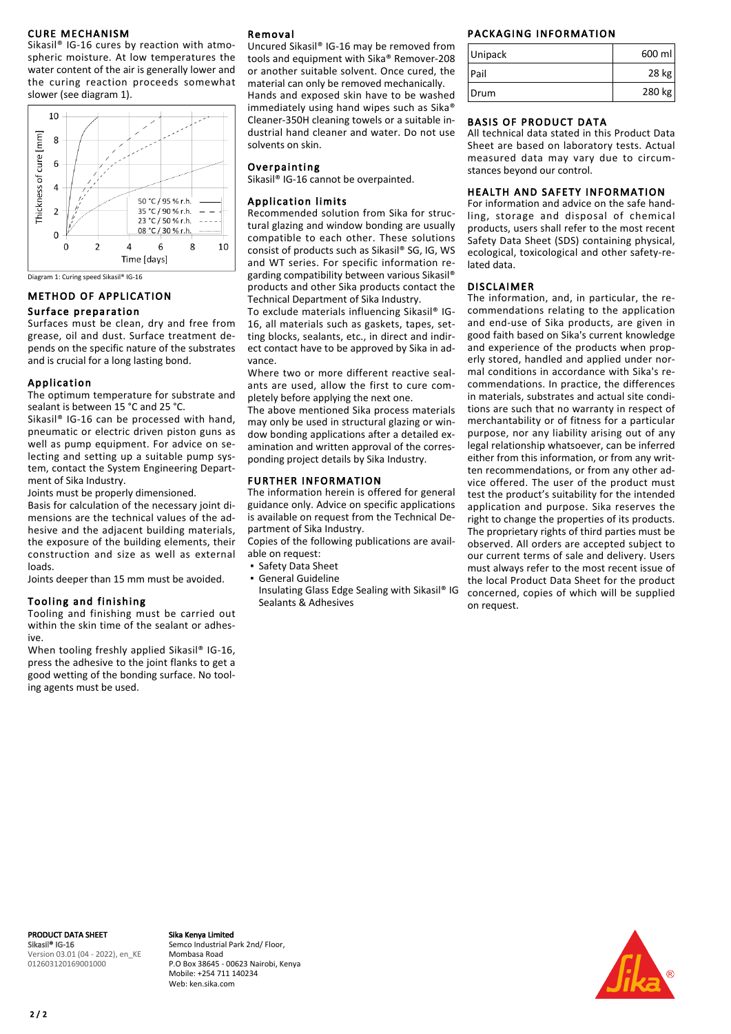## CURE MECHANISM

Sikasil® IG-16 cures by reaction with atmospheric moisture. At low temperatures the water content of the air is generally lower and the curing reaction proceeds somewhat slower (see diagram 1).

Thickness of cure [mm]
10
8
6
4
2
0
0 2 4 6 8 10
Time [days]
50 °C / 95 % r.h.
35 °C / 90 % r.h.
23 °C / 50 % r.h.
08 °C / 30 % r.h.

Diagram 1: Curing speed Sikasil® IG-16

## METHOD OF APPLICATION

### Surface preparation

Surfaces must be clean, dry and free from grease, oil and dust. Surface treatment depends on the specific nature of the substrates and is crucial for a long lasting bond.

### Application

The optimum temperature for substrate and sealant is between 15 °C and 25 °C.

Sikasil® IG-16 can be processed with hand, pneumatic or electric driven piston guns as well as pump equipment. For advice on selecting and setting up a suitable pump system, contact the System Engineering Department of Sika Industry.

Joints must be properly dimensioned.

Basis for calculation of the necessary joint dimensions are the technical values of the adhesive and the adjacent building materials, the exposure of the building elements, their construction and size as well as external loads.

Joints deeper than 15 mm must be avoided.

### Tooling and finishing

Tooling and finishing must be carried out within the skin time of the sealant or adhesive.

When tooling freshly applied Sikasil® IG-16, press the adhesive to the joint flanks to get a good wetting of the bonding surface. No tooling agents must be used.

### Removal

Uncured Sikasil® IG-16 may be removed from tools and equipment with Sika® Remover-208 or another suitable solvent. Once cured, the material can only be removed mechanically.

Hands and exposed skin have to be washed immediately using hand wipes such as Sika® Cleaner-350H cleaning towels or a suitable industrial hand cleaner and water. Do not use solvents on skin.

### Overpainting

Sikasil® IG-16 cannot be overpainted.

### Application limits

Recommended solution from Sika for structural glazing and window bonding are usually compatible to each other. These solutions consist of products such as Sikasil® SG, IG, WS and WT series. For specific information regarding compatibility between various Sikasil® products and other Sika products contact the Technical Department of Sika Industry.

To exclude materials influencing Sikasil® IG-16, all materials such as gaskets, tapes, setting blocks, sealants, etc., in direct and indirect contact have to be approved by Sika in advance.

Where two or more different reactive sealants are used, allow the first to cure completely before applying the next one.

The above mentioned Sika process materials may only be used in structural glazing or window bonding applications after a detailed examination and written approval of the corresponding project details by Sika Industry.

## FURTHER INFORMATION

The information herein is offered for general guidance only. Advice on specific applications is available on request from the Technical Department of Sika Industry.

Copies of the following publications are available on request:

- Safety Data Sheet
- General Guideline
  Insulating Glass Edge Sealing with Sikasil® IG Sealants & Adhesives

## PACKAGING INFORMATION

| | |
|---|---|
| Unipack | 600 ml |
| Pail | 28 kg |
| Drum | 280 kg |

## BASIS OF PRODUCT DATA

All technical data stated in this Product Data Sheet are based on laboratory tests. Actual measured data may vary due to circumstances beyond our control.

## HEALTH AND SAFETY INFORMATION

For information and advice on the safe handling, storage and disposal of chemical products, users shall refer to the most recent Safety Data Sheet (SDS) containing physical, ecological, toxicological and other safety-related data.

## DISCLAIMER

The information, and, in particular, the recommendations relating to the application and end-use of Sika products, are given in good faith based on Sika's current knowledge and experience of the products when properly stored, handled and applied under normal conditions in accordance with Sika's recommendations. In practice, the differences in materials, substrates and actual site conditions are such that no warranty in respect of merchantability or of fitness for a particular purpose, nor any liability arising out of any legal relationship whatsoever, can be inferred either from this information, or from any written recommendations, or from any other advice offered. The user of the product must test the product's suitability for the intended application and purpose. Sika reserves the right to change the properties of its products. The proprietary rights of third parties must be observed. All orders are accepted subject to our current terms of sale and delivery. Users must always refer to the most recent issue of the local Product Data Sheet for the product concerned, copies of which will be supplied on request.

**PRODUCT DATA SHEET**
**Sikasil® IG-16**
Version 03.01 (04 - 2022), en_KE
012603120169001000

**Sika Kenya Limited**
Semco Industrial Park 2nd/ Floor,
Mombasa Road
P.O Box 38645 - 00623 Nairobi, Kenya
Mobile: +254 711 140234
Web: ken.sika.com